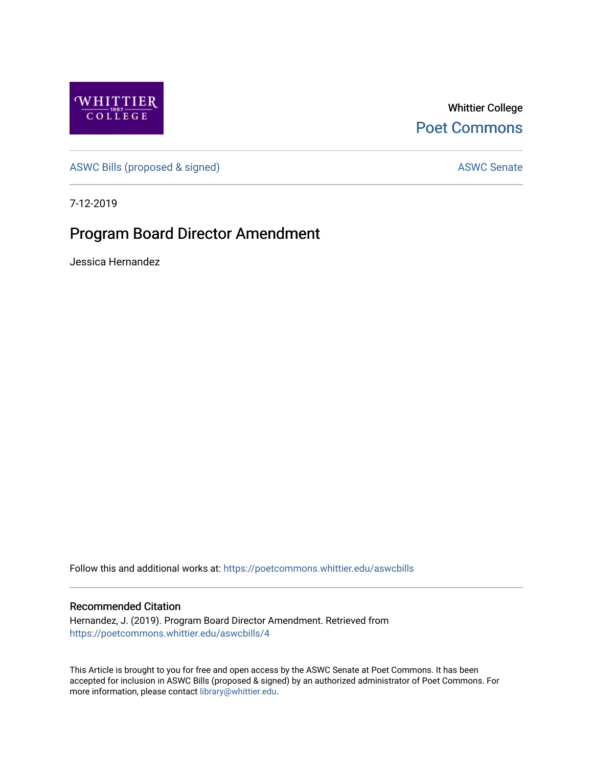Whittier College

Poet Commons

ASWC Bills (proposed & signed)

ASWC Senate

7-12-2019

# Program Board Director Amendment

Jessica Hernandez

Follow this and additional works at: https://poetcommons.whittier.edu/aswcbills

## Recommended Citation

Hernandez, J. (2019). Program Board Director Amendment. Retrieved from https://poetcommons.whittier.edu/aswcbills/4

This Article is brought to you for free and open access by the ASWC Senate at Poet Commons. It has been accepted for inclusion in ASWC Bills (proposed & signed) by an authorized administrator of Poet Commons. For more information, please contact library@whittier.edu.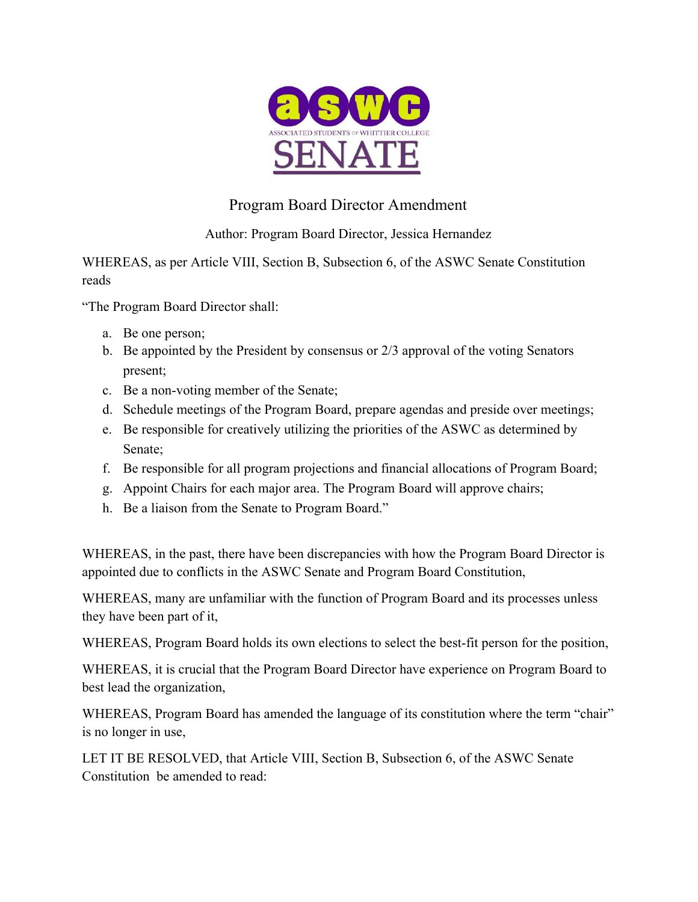ASSOCIATED STUDENTS OF WHITTIER COLLEGE SENATE

# Program Board Director Amendment

Author: Program Board Director, Jessica Hernandez

WHEREAS, as per Article VIII, Section B, Subsection 6, of the ASWC Senate Constitution reads

"The Program Board Director shall:

a. Be one person;
b. Be appointed by the President by consensus or 2/3 approval of the voting Senators present;
c. Be a non-voting member of the Senate;
d. Schedule meetings of the Program Board, prepare agendas and preside over meetings;
e. Be responsible for creatively utilizing the priorities of the ASWC as determined by Senate;
f. Be responsible for all program projections and financial allocations of Program Board;
g. Appoint Chairs for each major area. The Program Board will approve chairs;
h. Be a liaison from the Senate to Program Board."

WHEREAS, in the past, there have been discrepancies with how the Program Board Director is appointed due to conflicts in the ASWC Senate and Program Board Constitution,

WHEREAS, many are unfamiliar with the function of Program Board and its processes unless they have been part of it,

WHEREAS, Program Board holds its own elections to select the best-fit person for the position,

WHEREAS, it is crucial that the Program Board Director have experience on Program Board to best lead the organization,

WHEREAS, Program Board has amended the language of its constitution where the term "chair" is no longer in use,

LET IT BE RESOLVED, that Article VIII, Section B, Subsection 6, of the ASWC Senate Constitution be amended to read: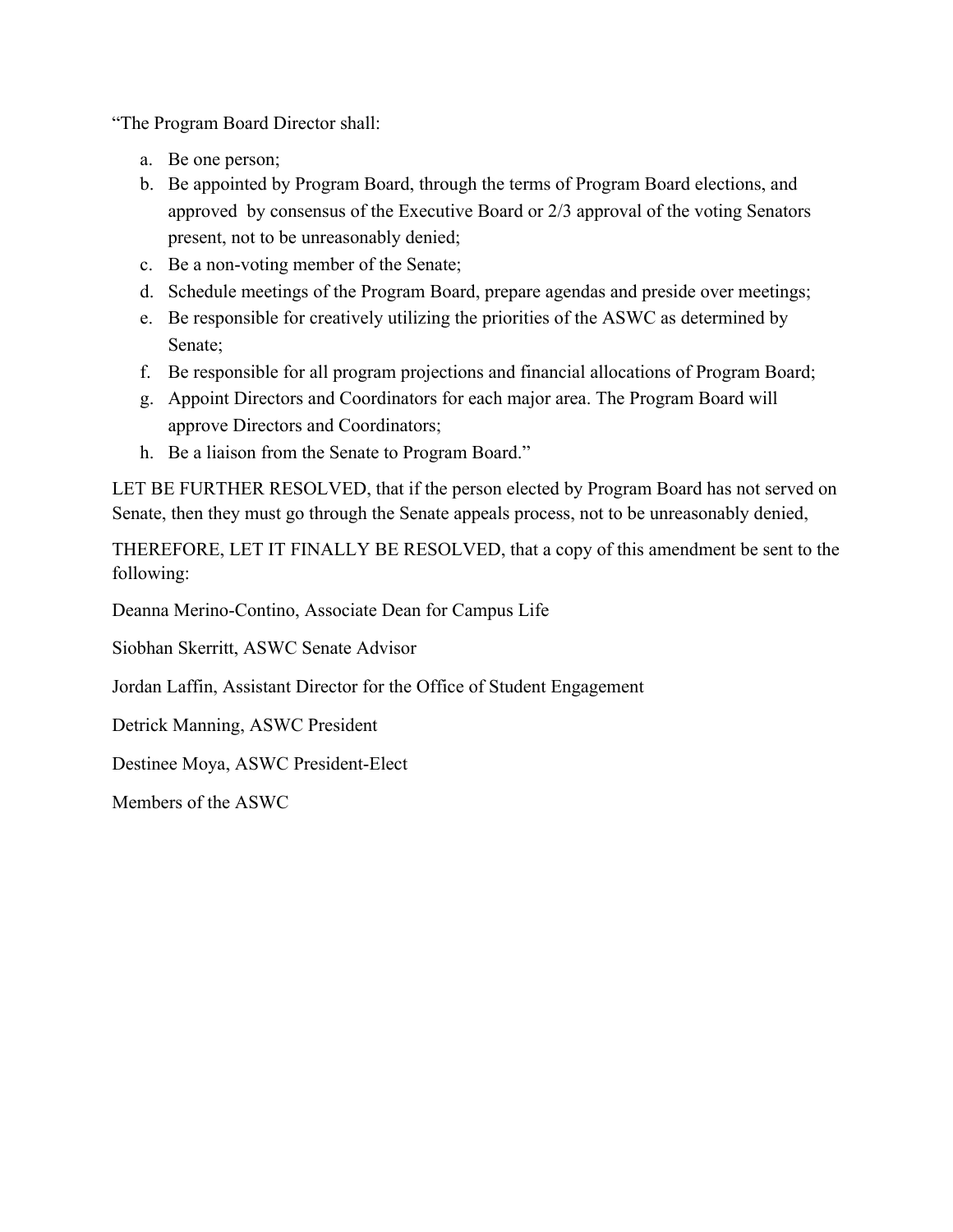“The Program Board Director shall:

a. Be one person;
b. Be appointed by Program Board, through the terms of Program Board elections, and approved by consensus of the Executive Board or 2/3 approval of the voting Senators present, not to be unreasonably denied;
c. Be a non-voting member of the Senate;
d. Schedule meetings of the Program Board, prepare agendas and preside over meetings;
e. Be responsible for creatively utilizing the priorities of the ASWC as determined by Senate;
f. Be responsible for all program projections and financial allocations of Program Board;
g. Appoint Directors and Coordinators for each major area. The Program Board will approve Directors and Coordinators;
h. Be a liaison from the Senate to Program Board.”

LET BE FURTHER RESOLVED, that if the person elected by Program Board has not served on Senate, then they must go through the Senate appeals process, not to be unreasonably denied,

THEREFORE, LET IT FINALLY BE RESOLVED, that a copy of this amendment be sent to the following:

Deanna Merino-Contino, Associate Dean for Campus Life

Siobhan Skerritt, ASWC Senate Advisor

Jordan Laffin, Assistant Director for the Office of Student Engagement

Detrick Manning, ASWC President

Destinee Moya, ASWC President-Elect

Members of the ASWC